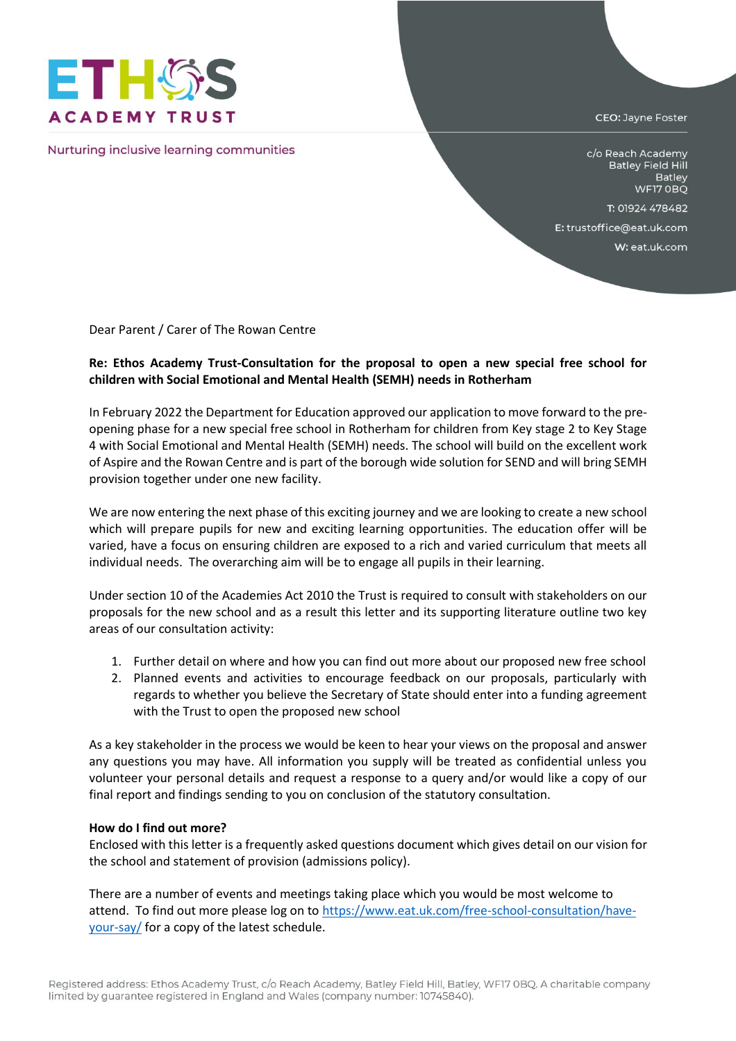ETHOS ACADEMY TRUST

Nurturing inclusive learning communities

CEO: Jayne Foster

c/o Reach Academy
Batley Field Hill
Batley
WF17 0BQ

T: 01924 478482

E: trustoffice@eat.uk.com

W: eat.uk.com

Dear Parent / Carer of The Rowan Centre

**Re: Ethos Academy Trust-Consultation for the proposal to open a new special free school for children with Social Emotional and Mental Health (SEMH) needs in Rotherham**

In February 2022 the Department for Education approved our application to move forward to the pre-opening phase for a new special free school in Rotherham for children from Key stage 2 to Key Stage 4 with Social Emotional and Mental Health (SEMH) needs. The school will build on the excellent work of Aspire and the Rowan Centre and is part of the borough wide solution for SEND and will bring SEMH provision together under one new facility.

We are now entering the next phase of this exciting journey and we are looking to create a new school which will prepare pupils for new and exciting learning opportunities. The education offer will be varied, have a focus on ensuring children are exposed to a rich and varied curriculum that meets all individual needs. The overarching aim will be to engage all pupils in their learning.

Under section 10 of the Academies Act 2010 the Trust is required to consult with stakeholders on our proposals for the new school and as a result this letter and its supporting literature outline two key areas of our consultation activity:

1. Further detail on where and how you can find out more about our proposed new free school
2. Planned events and activities to encourage feedback on our proposals, particularly with regards to whether you believe the Secretary of State should enter into a funding agreement with the Trust to open the proposed new school

As a key stakeholder in the process we would be keen to hear your views on the proposal and answer any questions you may have. All information you supply will be treated as confidential unless you volunteer your personal details and request a response to a query and/or would like a copy of our final report and findings sending to you on conclusion of the statutory consultation.

**How do I find out more?**

Enclosed with this letter is a frequently asked questions document which gives detail on our vision for the school and statement of provision (admissions policy).

There are a number of events and meetings taking place which you would be most welcome to attend. To find out more please log on to [https://www.eat.uk.com/free-school-consultation/have-your-say/](https://www.eat.uk.com/free-school-consultation/have-your-say/) for a copy of the latest schedule.

Registered address: Ethos Academy Trust, c/o Reach Academy, Batley Field Hill, Batley, WF17 0BQ. A charitable company limited by guarantee registered in England and Wales (company number: 10745840).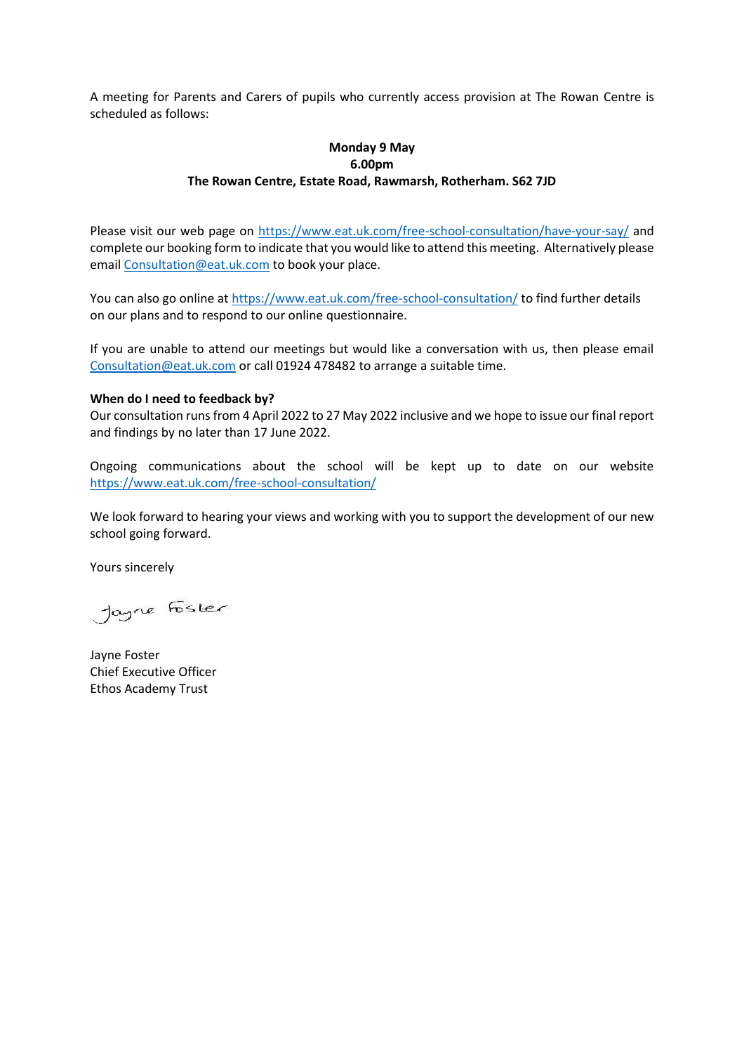A meeting for Parents and Carers of pupils who currently access provision at The Rowan Centre is scheduled as follows:

**Monday 9 May**
**6.00pm**
**The Rowan Centre, Estate Road, Rawmarsh, Rotherham. S62 7JD**

Please visit our web page on https://www.eat.uk.com/free-school-consultation/have-your-say/ and complete our booking form to indicate that you would like to attend this meeting. Alternatively please email Consultation@eat.uk.com to book your place.

You can also go online at https://www.eat.uk.com/free-school-consultation/ to find further details on our plans and to respond to our online questionnaire.

If you are unable to attend our meetings but would like a conversation with us, then please email Consultation@eat.uk.com or call 01924 478482 to arrange a suitable time.

**When do I need to feedback by?**

Our consultation runs from 4 April 2022 to 27 May 2022 inclusive and we hope to issue our final report and findings by no later than 17 June 2022.

Ongoing communications about the school will be kept up to date on our website https://www.eat.uk.com/free-school-consultation/

We look forward to hearing your views and working with you to support the development of our new school going forward.

Yours sincerely

Jayne Foster

Jayne Foster
Chief Executive Officer
Ethos Academy Trust